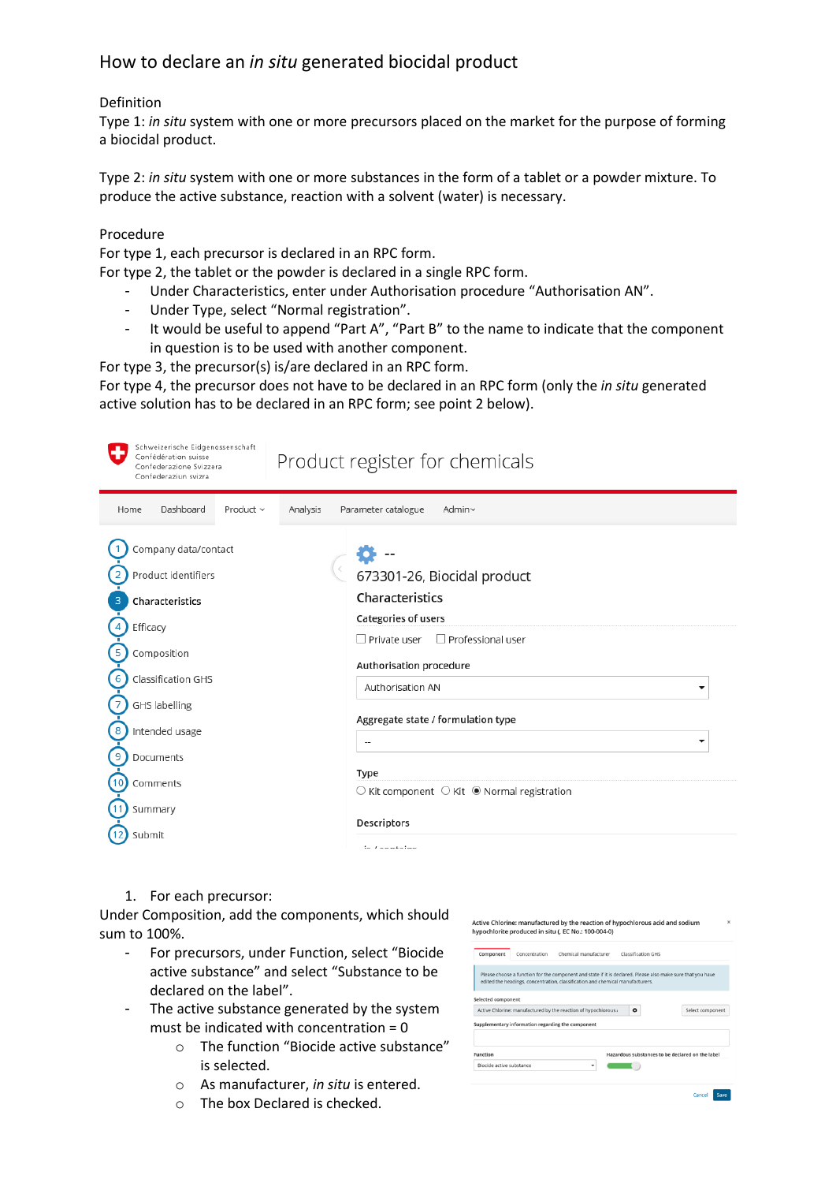# How to declare an *in situ* generated biocidal product

Definition

Type 1: *in situ* system with one or more precursors placed on the market for the purpose of forming a biocidal product.

Type 2: *in situ* system with one or more substances in the form of a tablet or a powder mixture. To produce the active substance, reaction with a solvent (water) is necessary.

Procedure

For type 1, each precursor is declared in an RPC form.

For type 2, the tablet or the powder is declared in a single RPC form.

- Under Characteristics, enter under Authorisation procedure “Authorisation AN”.
- Under Type, select “Normal registration”.
- It would be useful to append “Part A”, “Part B” to the name to indicate that the component in question is to be used with another component.

For type 3, the precursor(s) is/are declared in an RPC form.

For type 4, the precursor does not have to be declared in an RPC form (only the *in situ* generated active solution has to be declared in an RPC form; see point 2 below).

1. For each precursor:

Under Composition, add the components, which should sum to 100%.

- For precursors, under Function, select “Biocide active substance” and select “Substance to be declared on the label”.
- The active substance generated by the system must be indicated with concentration = 0
  - The function “Biocide active substance” is selected.
  - As manufacturer, *in situ* is entered.
  - The box Declared is checked.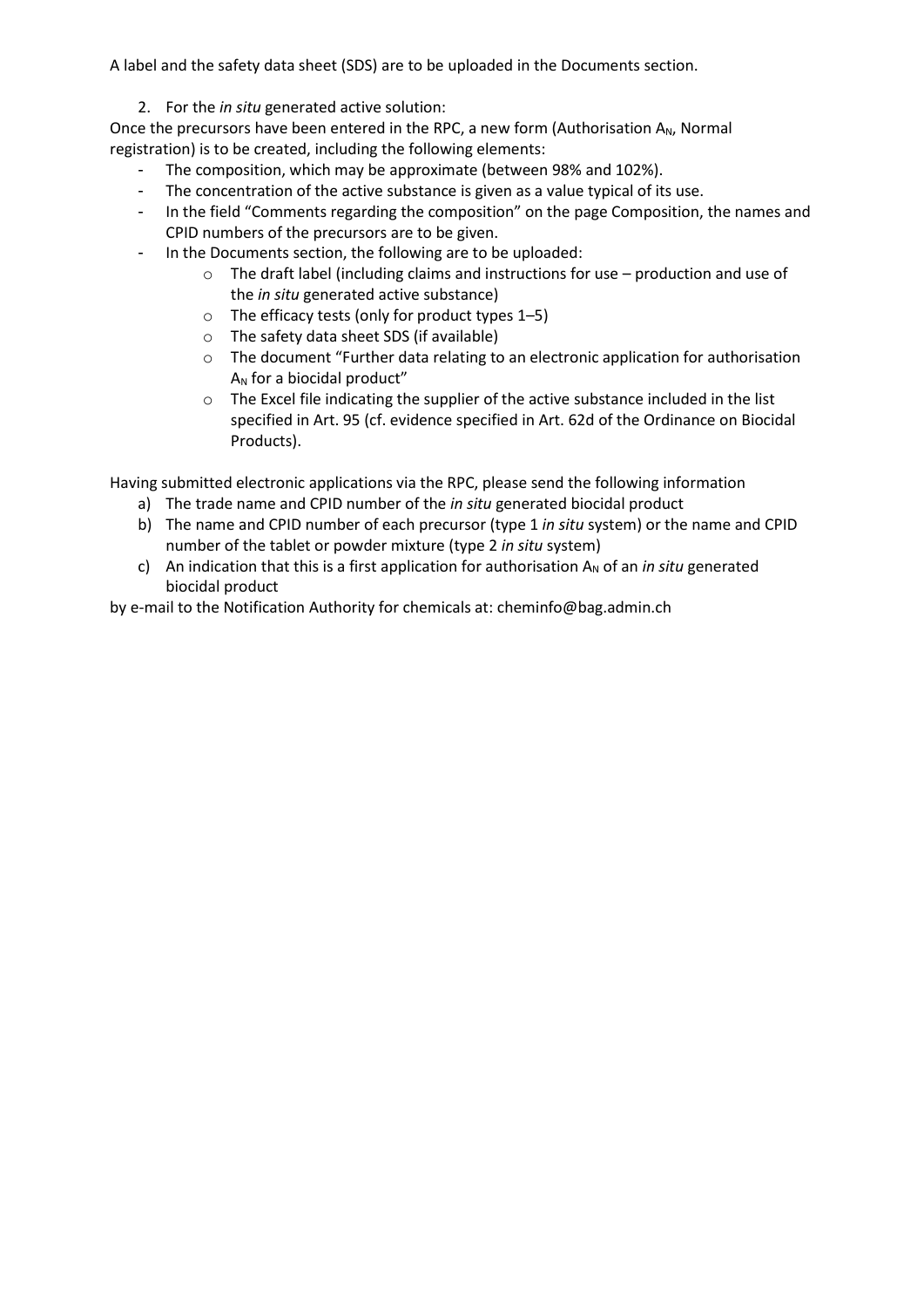A label and the safety data sheet (SDS) are to be uploaded in the Documents section.

2. For the *in situ* generated active solution:

Once the precursors have been entered in the RPC, a new form (Authorisation $A_N$, Normal registration) is to be created, including the following elements:

- The composition, which may be approximate (between 98% and 102%).
- The concentration of the active substance is given as a value typical of its use.
- In the field "Comments regarding the composition" on the page Composition, the names and CPID numbers of the precursors are to be given.
- In the Documents section, the following are to be uploaded:
  - The draft label (including claims and instructions for use – production and use of the *in situ* generated active substance)
  - The efficacy tests (only for product types 1–5)
  - The safety data sheet SDS (if available)
  - The document "Further data relating to an electronic application for authorisation $A_N$ for a biocidal product"
  - The Excel file indicating the supplier of the active substance included in the list specified in Art. 95 (cf. evidence specified in Art. 62d of the Ordinance on Biocidal Products).

Having submitted electronic applications via the RPC, please send the following information

a) The trade name and CPID number of the *in situ* generated biocidal product
b) The name and CPID number of each precursor (type 1 *in situ* system) or the name and CPID number of the tablet or powder mixture (type 2 *in situ* system)
c) An indication that this is a first application for authorisation $A_N$ of an *in situ* generated biocidal product

by e-mail to the Notification Authority for chemicals at: cheminfo@bag.admin.ch